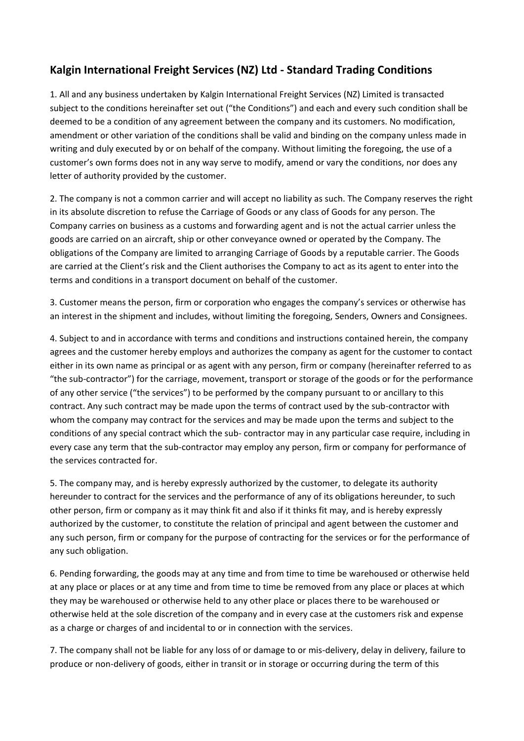## Kalgin International Freight Services (NZ) Ltd - Standard Trading Conditions

1. All and any business undertaken by Kalgin International Freight Services (NZ) Limited is transacted subject to the conditions hereinafter set out ("the Conditions") and each and every such condition shall be deemed to be a condition of any agreement between the company and its customers. No modification, amendment or other variation of the conditions shall be valid and binding on the company unless made in writing and duly executed by or on behalf of the company. Without limiting the foregoing, the use of a customer's own forms does not in any way serve to modify, amend or vary the conditions, nor does any letter of authority provided by the customer.

2. The company is not a common carrier and will accept no liability as such. The Company reserves the right in its absolute discretion to refuse the Carriage of Goods or any class of Goods for any person. The Company carries on business as a customs and forwarding agent and is not the actual carrier unless the goods are carried on an aircraft, ship or other conveyance owned or operated by the Company. The obligations of the Company are limited to arranging Carriage of Goods by a reputable carrier. The Goods are carried at the Client's risk and the Client authorises the Company to act as its agent to enter into the terms and conditions in a transport document on behalf of the customer.

3. Customer means the person, firm or corporation who engages the company's services or otherwise has an interest in the shipment and includes, without limiting the foregoing, Senders, Owners and Consignees.

4. Subject to and in accordance with terms and conditions and instructions contained herein, the company agrees and the customer hereby employs and authorizes the company as agent for the customer to contact either in its own name as principal or as agent with any person, firm or company (hereinafter referred to as "the sub-contractor") for the carriage, movement, transport or storage of the goods or for the performance of any other service ("the services") to be performed by the company pursuant to or ancillary to this contract. Any such contract may be made upon the terms of contract used by the sub-contractor with whom the company may contract for the services and may be made upon the terms and subject to the conditions of any special contract which the sub- contractor may in any particular case require, including in every case any term that the sub-contractor may employ any person, firm or company for performance of the services contracted for.

5. The company may, and is hereby expressly authorized by the customer, to delegate its authority hereunder to contract for the services and the performance of any of its obligations hereunder, to such other person, firm or company as it may think fit and also if it thinks fit may, and is hereby expressly authorized by the customer, to constitute the relation of principal and agent between the customer and any such person, firm or company for the purpose of contracting for the services or for the performance of any such obligation.

6. Pending forwarding, the goods may at any time and from time to time be warehoused or otherwise held at any place or places or at any time and from time to time be removed from any place or places at which they may be warehoused or otherwise held to any other place or places there to be warehoused or otherwise held at the sole discretion of the company and in every case at the customers risk and expense as a charge or charges of and incidental to or in connection with the services.

7. The company shall not be liable for any loss of or damage to or mis-delivery, delay in delivery, failure to produce or non-delivery of goods, either in transit or in storage or occurring during the term of this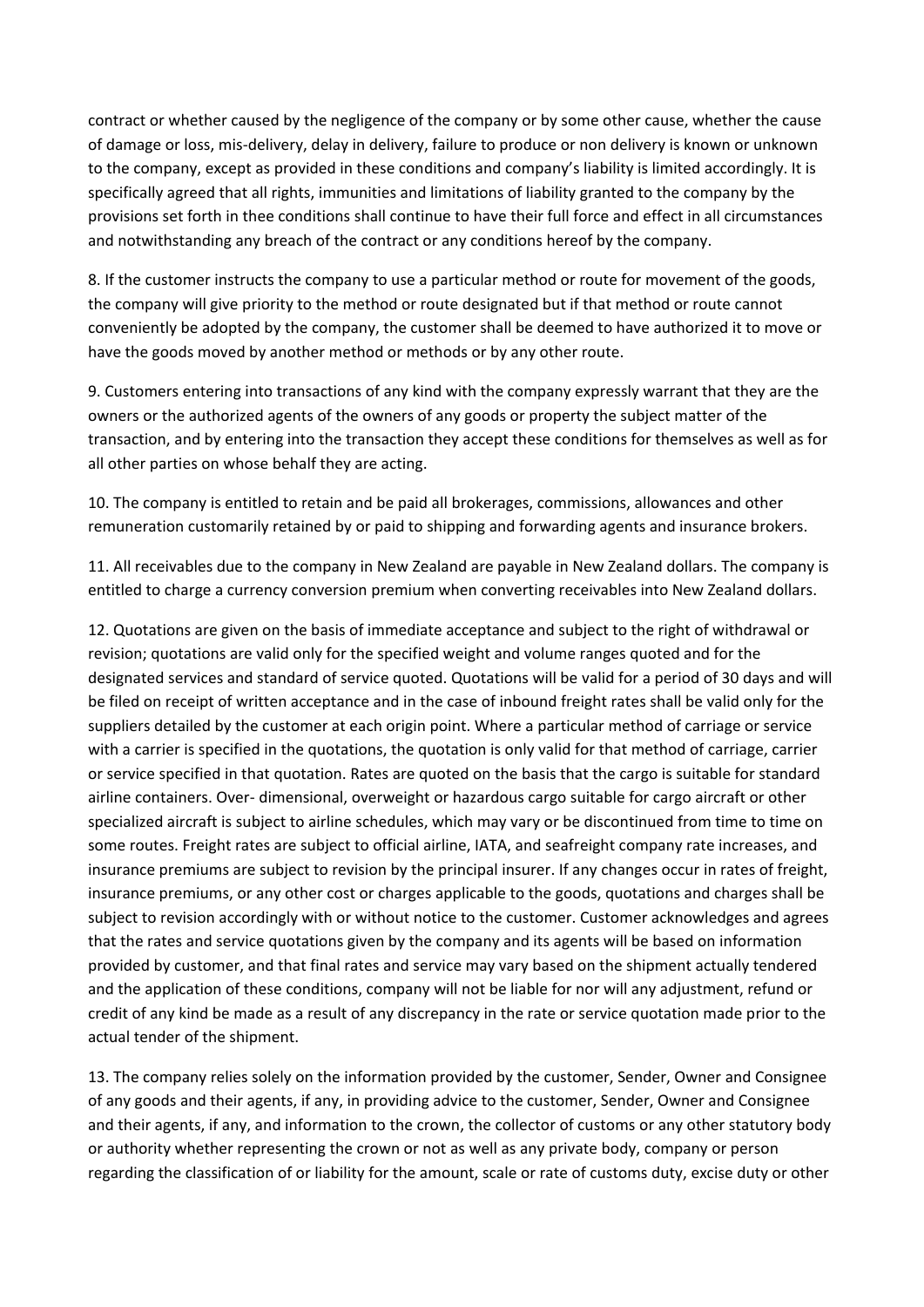contract or whether caused by the negligence of the company or by some other cause, whether the cause of damage or loss, mis-delivery, delay in delivery, failure to produce or non delivery is known or unknown to the company, except as provided in these conditions and company's liability is limited accordingly. It is specifically agreed that all rights, immunities and limitations of liability granted to the company by the provisions set forth in thee conditions shall continue to have their full force and effect in all circumstances and notwithstanding any breach of the contract or any conditions hereof by the company.

8. If the customer instructs the company to use a particular method or route for movement of the goods, the company will give priority to the method or route designated but if that method or route cannot conveniently be adopted by the company, the customer shall be deemed to have authorized it to move or have the goods moved by another method or methods or by any other route.

9. Customers entering into transactions of any kind with the company expressly warrant that they are the owners or the authorized agents of the owners of any goods or property the subject matter of the transaction, and by entering into the transaction they accept these conditions for themselves as well as for all other parties on whose behalf they are acting.

10. The company is entitled to retain and be paid all brokerages, commissions, allowances and other remuneration customarily retained by or paid to shipping and forwarding agents and insurance brokers.

11. All receivables due to the company in New Zealand are payable in New Zealand dollars. The company is entitled to charge a currency conversion premium when converting receivables into New Zealand dollars.

12. Quotations are given on the basis of immediate acceptance and subject to the right of withdrawal or revision; quotations are valid only for the specified weight and volume ranges quoted and for the designated services and standard of service quoted. Quotations will be valid for a period of 30 days and will be filed on receipt of written acceptance and in the case of inbound freight rates shall be valid only for the suppliers detailed by the customer at each origin point. Where a particular method of carriage or service with a carrier is specified in the quotations, the quotation is only valid for that method of carriage, carrier or service specified in that quotation. Rates are quoted on the basis that the cargo is suitable for standard airline containers. Over- dimensional, overweight or hazardous cargo suitable for cargo aircraft or other specialized aircraft is subject to airline schedules, which may vary or be discontinued from time to time on some routes. Freight rates are subject to official airline, IATA, and seafreight company rate increases, and insurance premiums are subject to revision by the principal insurer. If any changes occur in rates of freight, insurance premiums, or any other cost or charges applicable to the goods, quotations and charges shall be subject to revision accordingly with or without notice to the customer. Customer acknowledges and agrees that the rates and service quotations given by the company and its agents will be based on information provided by customer, and that final rates and service may vary based on the shipment actually tendered and the application of these conditions, company will not be liable for nor will any adjustment, refund or credit of any kind be made as a result of any discrepancy in the rate or service quotation made prior to the actual tender of the shipment.

13. The company relies solely on the information provided by the customer, Sender, Owner and Consignee of any goods and their agents, if any, in providing advice to the customer, Sender, Owner and Consignee and their agents, if any, and information to the crown, the collector of customs or any other statutory body or authority whether representing the crown or not as well as any private body, company or person regarding the classification of or liability for the amount, scale or rate of customs duty, excise duty or other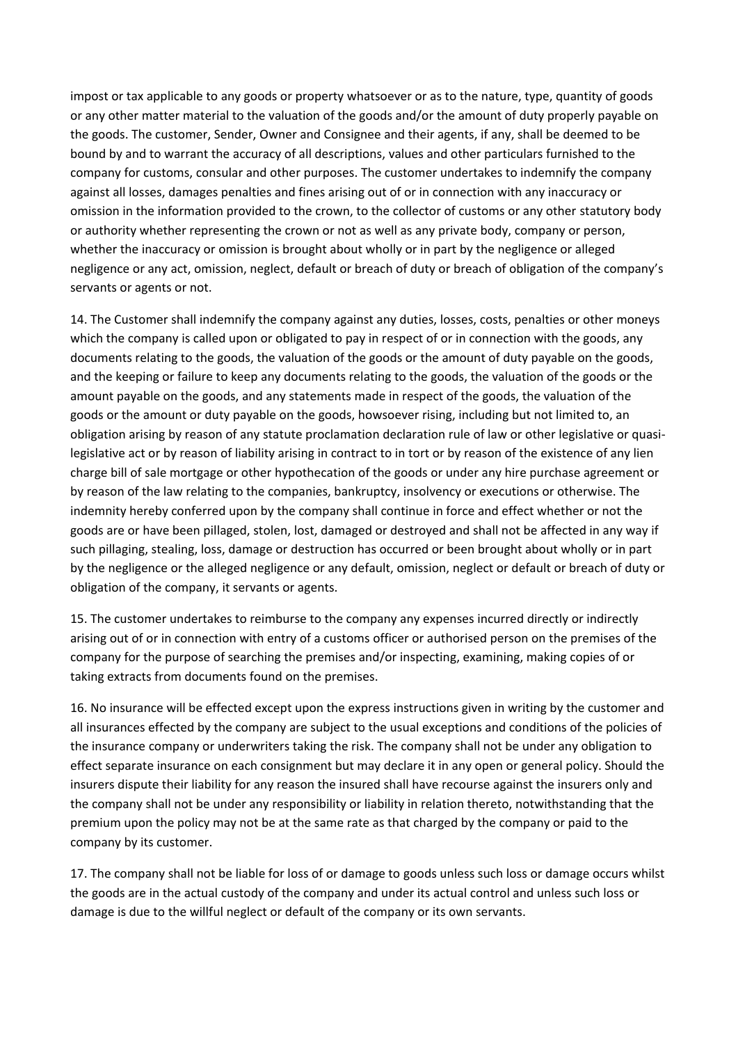impost or tax applicable to any goods or property whatsoever or as to the nature, type, quantity of goods or any other matter material to the valuation of the goods and/or the amount of duty properly payable on the goods. The customer, Sender, Owner and Consignee and their agents, if any, shall be deemed to be bound by and to warrant the accuracy of all descriptions, values and other particulars furnished to the company for customs, consular and other purposes. The customer undertakes to indemnify the company against all losses, damages penalties and fines arising out of or in connection with any inaccuracy or omission in the information provided to the crown, to the collector of customs or any other statutory body or authority whether representing the crown or not as well as any private body, company or person, whether the inaccuracy or omission is brought about wholly or in part by the negligence or alleged negligence or any act, omission, neglect, default or breach of duty or breach of obligation of the company's servants or agents or not.

14. The Customer shall indemnify the company against any duties, losses, costs, penalties or other moneys which the company is called upon or obligated to pay in respect of or in connection with the goods, any documents relating to the goods, the valuation of the goods or the amount of duty payable on the goods, and the keeping or failure to keep any documents relating to the goods, the valuation of the goods or the amount payable on the goods, and any statements made in respect of the goods, the valuation of the goods or the amount or duty payable on the goods, howsoever rising, including but not limited to, an obligation arising by reason of any statute proclamation declaration rule of law or other legislative or quasi-legislative act or by reason of liability arising in contract to in tort or by reason of the existence of any lien charge bill of sale mortgage or other hypothecation of the goods or under any hire purchase agreement or by reason of the law relating to the companies, bankruptcy, insolvency or executions or otherwise. The indemnity hereby conferred upon by the company shall continue in force and effect whether or not the goods are or have been pillaged, stolen, lost, damaged or destroyed and shall not be affected in any way if such pillaging, stealing, loss, damage or destruction has occurred or been brought about wholly or in part by the negligence or the alleged negligence or any default, omission, neglect or default or breach of duty or obligation of the company, it servants or agents.

15. The customer undertakes to reimburse to the company any expenses incurred directly or indirectly arising out of or in connection with entry of a customs officer or authorised person on the premises of the company for the purpose of searching the premises and/or inspecting, examining, making copies of or taking extracts from documents found on the premises.

16. No insurance will be effected except upon the express instructions given in writing by the customer and all insurances effected by the company are subject to the usual exceptions and conditions of the policies of the insurance company or underwriters taking the risk. The company shall not be under any obligation to effect separate insurance on each consignment but may declare it in any open or general policy. Should the insurers dispute their liability for any reason the insured shall have recourse against the insurers only and the company shall not be under any responsibility or liability in relation thereto, notwithstanding that the premium upon the policy may not be at the same rate as that charged by the company or paid to the company by its customer.

17. The company shall not be liable for loss of or damage to goods unless such loss or damage occurs whilst the goods are in the actual custody of the company and under its actual control and unless such loss or damage is due to the willful neglect or default of the company or its own servants.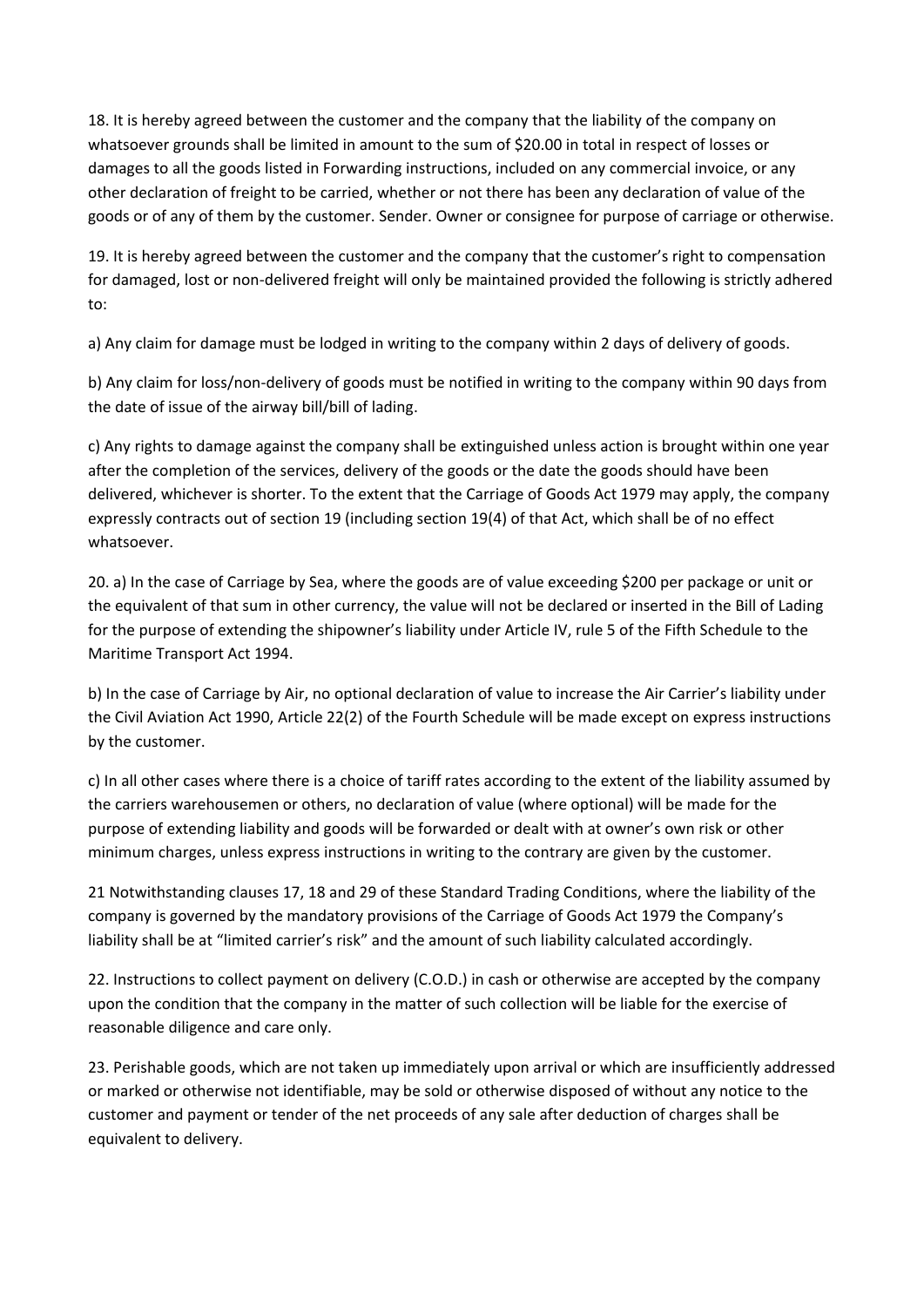18. It is hereby agreed between the customer and the company that the liability of the company on whatsoever grounds shall be limited in amount to the sum of $20.00 in total in respect of losses or damages to all the goods listed in Forwarding instructions, included on any commercial invoice, or any other declaration of freight to be carried, whether or not there has been any declaration of value of the goods or of any of them by the customer. Sender. Owner or consignee for purpose of carriage or otherwise.

19. It is hereby agreed between the customer and the company that the customer's right to compensation for damaged, lost or non-delivered freight will only be maintained provided the following is strictly adhered to:

a) Any claim for damage must be lodged in writing to the company within 2 days of delivery of goods.

b) Any claim for loss/non-delivery of goods must be notified in writing to the company within 90 days from the date of issue of the airway bill/bill of lading.

c) Any rights to damage against the company shall be extinguished unless action is brought within one year after the completion of the services, delivery of the goods or the date the goods should have been delivered, whichever is shorter. To the extent that the Carriage of Goods Act 1979 may apply, the company expressly contracts out of section 19 (including section 19(4) of that Act, which shall be of no effect whatsoever.

20. a) In the case of Carriage by Sea, where the goods are of value exceeding $200 per package or unit or the equivalent of that sum in other currency, the value will not be declared or inserted in the Bill of Lading for the purpose of extending the shipowner's liability under Article IV, rule 5 of the Fifth Schedule to the Maritime Transport Act 1994.

b) In the case of Carriage by Air, no optional declaration of value to increase the Air Carrier's liability under the Civil Aviation Act 1990, Article 22(2) of the Fourth Schedule will be made except on express instructions by the customer.

c) In all other cases where there is a choice of tariff rates according to the extent of the liability assumed by the carriers warehousemen or others, no declaration of value (where optional) will be made for the purpose of extending liability and goods will be forwarded or dealt with at owner's own risk or other minimum charges, unless express instructions in writing to the contrary are given by the customer.

21 Notwithstanding clauses 17, 18 and 29 of these Standard Trading Conditions, where the liability of the company is governed by the mandatory provisions of the Carriage of Goods Act 1979 the Company's liability shall be at "limited carrier's risk" and the amount of such liability calculated accordingly.

22. Instructions to collect payment on delivery (C.O.D.) in cash or otherwise are accepted by the company upon the condition that the company in the matter of such collection will be liable for the exercise of reasonable diligence and care only.

23. Perishable goods, which are not taken up immediately upon arrival or which are insufficiently addressed or marked or otherwise not identifiable, may be sold or otherwise disposed of without any notice to the customer and payment or tender of the net proceeds of any sale after deduction of charges shall be equivalent to delivery.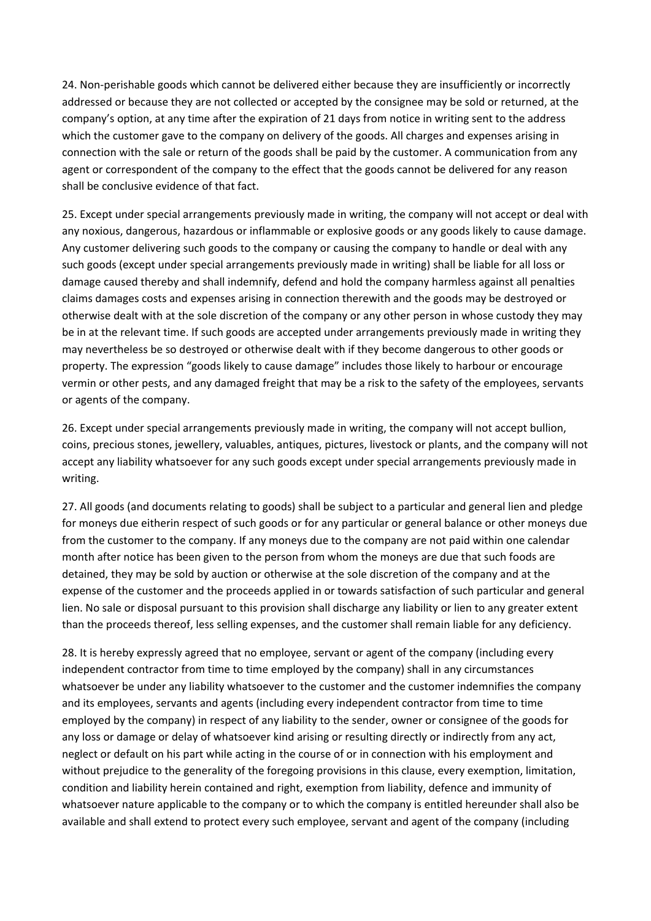24. Non-perishable goods which cannot be delivered either because they are insufficiently or incorrectly addressed or because they are not collected or accepted by the consignee may be sold or returned, at the company's option, at any time after the expiration of 21 days from notice in writing sent to the address which the customer gave to the company on delivery of the goods. All charges and expenses arising in connection with the sale or return of the goods shall be paid by the customer. A communication from any agent or correspondent of the company to the effect that the goods cannot be delivered for any reason shall be conclusive evidence of that fact.

25. Except under special arrangements previously made in writing, the company will not accept or deal with any noxious, dangerous, hazardous or inflammable or explosive goods or any goods likely to cause damage. Any customer delivering such goods to the company or causing the company to handle or deal with any such goods (except under special arrangements previously made in writing) shall be liable for all loss or damage caused thereby and shall indemnify, defend and hold the company harmless against all penalties claims damages costs and expenses arising in connection therewith and the goods may be destroyed or otherwise dealt with at the sole discretion of the company or any other person in whose custody they may be in at the relevant time. If such goods are accepted under arrangements previously made in writing they may nevertheless be so destroyed or otherwise dealt with if they become dangerous to other goods or property. The expression "goods likely to cause damage" includes those likely to harbour or encourage vermin or other pests, and any damaged freight that may be a risk to the safety of the employees, servants or agents of the company.

26. Except under special arrangements previously made in writing, the company will not accept bullion, coins, precious stones, jewellery, valuables, antiques, pictures, livestock or plants, and the company will not accept any liability whatsoever for any such goods except under special arrangements previously made in writing.

27. All goods (and documents relating to goods) shall be subject to a particular and general lien and pledge for moneys due eitherin respect of such goods or for any particular or general balance or other moneys due from the customer to the company. If any moneys due to the company are not paid within one calendar month after notice has been given to the person from whom the moneys are due that such foods are detained, they may be sold by auction or otherwise at the sole discretion of the company and at the expense of the customer and the proceeds applied in or towards satisfaction of such particular and general lien. No sale or disposal pursuant to this provision shall discharge any liability or lien to any greater extent than the proceeds thereof, less selling expenses, and the customer shall remain liable for any deficiency.

28. It is hereby expressly agreed that no employee, servant or agent of the company (including every independent contractor from time to time employed by the company) shall in any circumstances whatsoever be under any liability whatsoever to the customer and the customer indemnifies the company and its employees, servants and agents (including every independent contractor from time to time employed by the company) in respect of any liability to the sender, owner or consignee of the goods for any loss or damage or delay of whatsoever kind arising or resulting directly or indirectly from any act, neglect or default on his part while acting in the course of or in connection with his employment and without prejudice to the generality of the foregoing provisions in this clause, every exemption, limitation, condition and liability herein contained and right, exemption from liability, defence and immunity of whatsoever nature applicable to the company or to which the company is entitled hereunder shall also be available and shall extend to protect every such employee, servant and agent of the company (including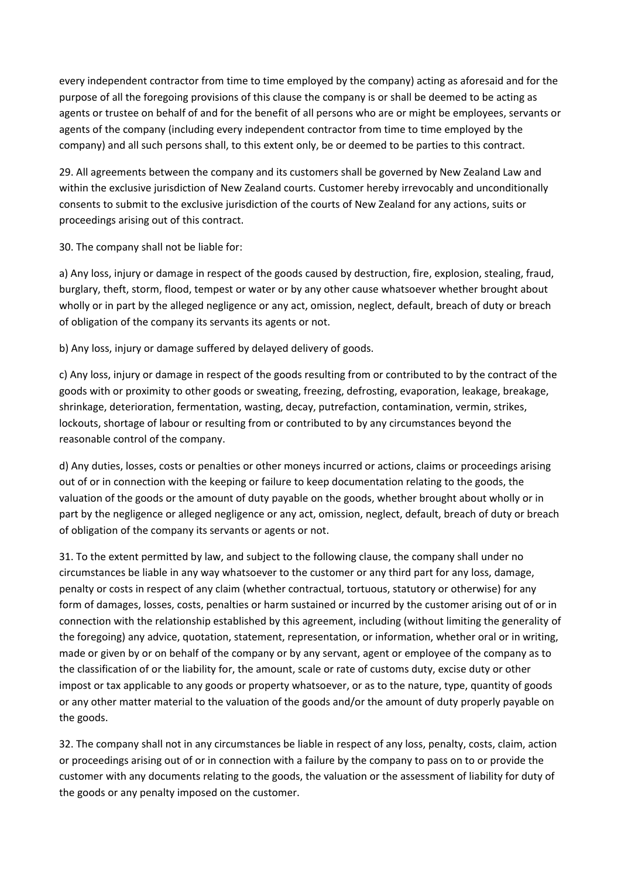every independent contractor from time to time employed by the company) acting as aforesaid and for the purpose of all the foregoing provisions of this clause the company is or shall be deemed to be acting as agents or trustee on behalf of and for the benefit of all persons who are or might be employees, servants or agents of the company (including every independent contractor from time to time employed by the company) and all such persons shall, to this extent only, be or deemed to be parties to this contract.

29. All agreements between the company and its customers shall be governed by New Zealand Law and within the exclusive jurisdiction of New Zealand courts. Customer hereby irrevocably and unconditionally consents to submit to the exclusive jurisdiction of the courts of New Zealand for any actions, suits or proceedings arising out of this contract.

30. The company shall not be liable for:

a) Any loss, injury or damage in respect of the goods caused by destruction, fire, explosion, stealing, fraud, burglary, theft, storm, flood, tempest or water or by any other cause whatsoever whether brought about wholly or in part by the alleged negligence or any act, omission, neglect, default, breach of duty or breach of obligation of the company its servants its agents or not.

b) Any loss, injury or damage suffered by delayed delivery of goods.

c) Any loss, injury or damage in respect of the goods resulting from or contributed to by the contract of the goods with or proximity to other goods or sweating, freezing, defrosting, evaporation, leakage, breakage, shrinkage, deterioration, fermentation, wasting, decay, putrefaction, contamination, vermin, strikes, lockouts, shortage of labour or resulting from or contributed to by any circumstances beyond the reasonable control of the company.

d) Any duties, losses, costs or penalties or other moneys incurred or actions, claims or proceedings arising out of or in connection with the keeping or failure to keep documentation relating to the goods, the valuation of the goods or the amount of duty payable on the goods, whether brought about wholly or in part by the negligence or alleged negligence or any act, omission, neglect, default, breach of duty or breach of obligation of the company its servants or agents or not.

31. To the extent permitted by law, and subject to the following clause, the company shall under no circumstances be liable in any way whatsoever to the customer or any third part for any loss, damage, penalty or costs in respect of any claim (whether contractual, tortuous, statutory or otherwise) for any form of damages, losses, costs, penalties or harm sustained or incurred by the customer arising out of or in connection with the relationship established by this agreement, including (without limiting the generality of the foregoing) any advice, quotation, statement, representation, or information, whether oral or in writing, made or given by or on behalf of the company or by any servant, agent or employee of the company as to the classification of or the liability for, the amount, scale or rate of customs duty, excise duty or other impost or tax applicable to any goods or property whatsoever, or as to the nature, type, quantity of goods or any other matter material to the valuation of the goods and/or the amount of duty properly payable on the goods.

32. The company shall not in any circumstances be liable in respect of any loss, penalty, costs, claim, action or proceedings arising out of or in connection with a failure by the company to pass on to or provide the customer with any documents relating to the goods, the valuation or the assessment of liability for duty of the goods or any penalty imposed on the customer.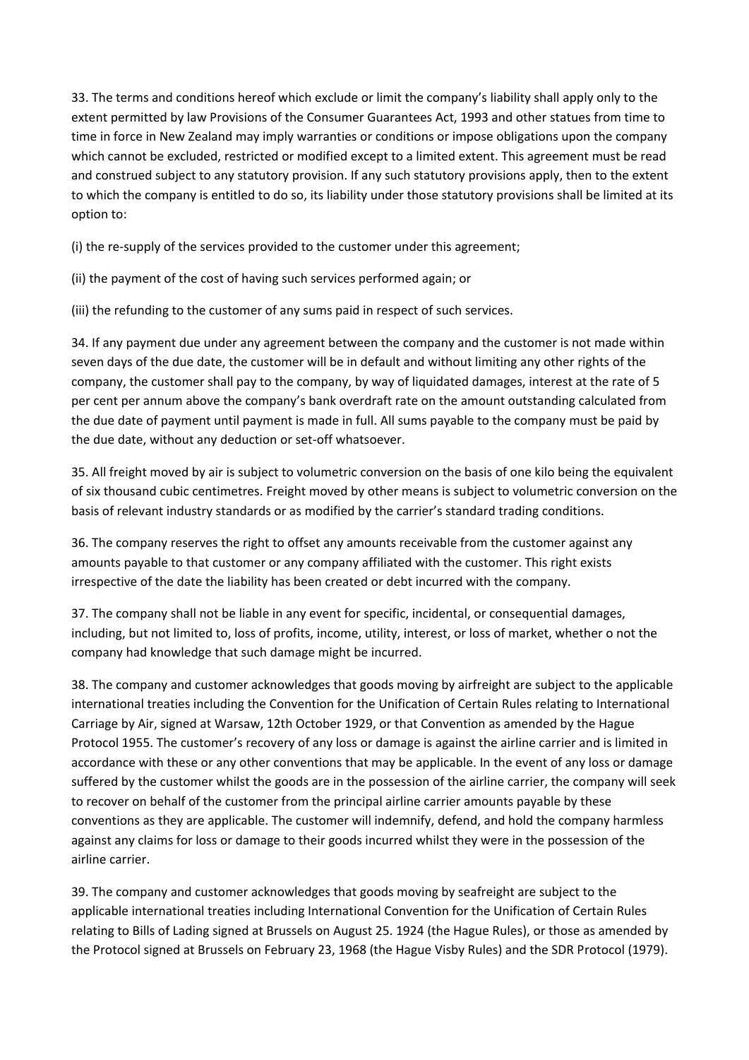33. The terms and conditions hereof which exclude or limit the company's liability shall apply only to the extent permitted by law Provisions of the Consumer Guarantees Act, 1993 and other statues from time to time in force in New Zealand may imply warranties or conditions or impose obligations upon the company which cannot be excluded, restricted or modified except to a limited extent. This agreement must be read and construed subject to any statutory provision. If any such statutory provisions apply, then to the extent to which the company is entitled to do so, its liability under those statutory provisions shall be limited at its option to:

(i) the re-supply of the services provided to the customer under this agreement;

(ii) the payment of the cost of having such services performed again; or

(iii) the refunding to the customer of any sums paid in respect of such services.

34. If any payment due under any agreement between the company and the customer is not made within seven days of the due date, the customer will be in default and without limiting any other rights of the company, the customer shall pay to the company, by way of liquidated damages, interest at the rate of 5 per cent per annum above the company's bank overdraft rate on the amount outstanding calculated from the due date of payment until payment is made in full. All sums payable to the company must be paid by the due date, without any deduction or set-off whatsoever.

35. All freight moved by air is subject to volumetric conversion on the basis of one kilo being the equivalent of six thousand cubic centimetres. Freight moved by other means is subject to volumetric conversion on the basis of relevant industry standards or as modified by the carrier's standard trading conditions.

36. The company reserves the right to offset any amounts receivable from the customer against any amounts payable to that customer or any company affiliated with the customer. This right exists irrespective of the date the liability has been created or debt incurred with the company.

37. The company shall not be liable in any event for specific, incidental, or consequential damages, including, but not limited to, loss of profits, income, utility, interest, or loss of market, whether o not the company had knowledge that such damage might be incurred.

38. The company and customer acknowledges that goods moving by airfreight are subject to the applicable international treaties including the Convention for the Unification of Certain Rules relating to International Carriage by Air, signed at Warsaw, 12th October 1929, or that Convention as amended by the Hague Protocol 1955. The customer's recovery of any loss or damage is against the airline carrier and is limited in accordance with these or any other conventions that may be applicable. In the event of any loss or damage suffered by the customer whilst the goods are in the possession of the airline carrier, the company will seek to recover on behalf of the customer from the principal airline carrier amounts payable by these conventions as they are applicable. The customer will indemnify, defend, and hold the company harmless against any claims for loss or damage to their goods incurred whilst they were in the possession of the airline carrier.

39. The company and customer acknowledges that goods moving by seafreight are subject to the applicable international treaties including International Convention for the Unification of Certain Rules relating to Bills of Lading signed at Brussels on August 25. 1924 (the Hague Rules), or those as amended by the Protocol signed at Brussels on February 23, 1968 (the Hague Visby Rules) and the SDR Protocol (1979).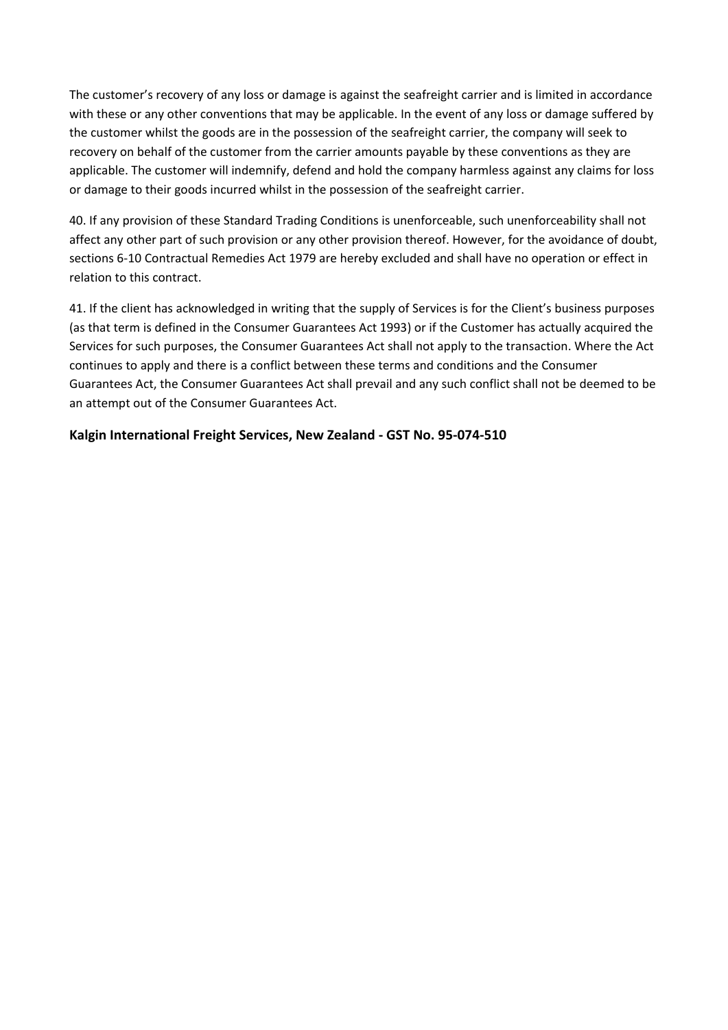The customer's recovery of any loss or damage is against the seafreight carrier and is limited in accordance with these or any other conventions that may be applicable. In the event of any loss or damage suffered by the customer whilst the goods are in the possession of the seafreight carrier, the company will seek to recovery on behalf of the customer from the carrier amounts payable by these conventions as they are applicable. The customer will indemnify, defend and hold the company harmless against any claims for loss or damage to their goods incurred whilst in the possession of the seafreight carrier.

40. If any provision of these Standard Trading Conditions is unenforceable, such unenforceability shall not affect any other part of such provision or any other provision thereof. However, for the avoidance of doubt, sections 6-10 Contractual Remedies Act 1979 are hereby excluded and shall have no operation or effect in relation to this contract.

41. If the client has acknowledged in writing that the supply of Services is for the Client's business purposes (as that term is defined in the Consumer Guarantees Act 1993) or if the Customer has actually acquired the Services for such purposes, the Consumer Guarantees Act shall not apply to the transaction. Where the Act continues to apply and there is a conflict between these terms and conditions and the Consumer Guarantees Act, the Consumer Guarantees Act shall prevail and any such conflict shall not be deemed to be an attempt out of the Consumer Guarantees Act.

**Kalgin International Freight Services, New Zealand - GST No. 95-074-510**